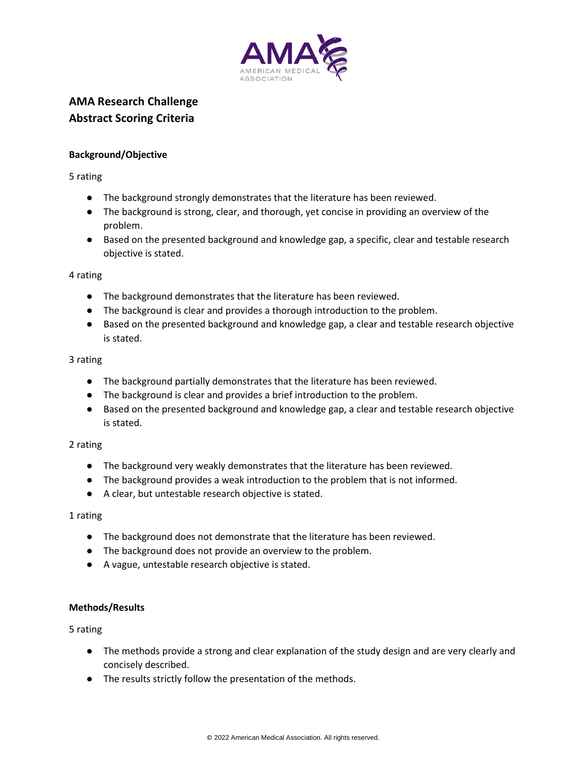# AMA Research Challenge
# Abstract Scoring Criteria

### Background/Objective

5 rating

- The background strongly demonstrates that the literature has been reviewed.
- The background is strong, clear, and thorough, yet concise in providing an overview of the problem.
- Based on the presented background and knowledge gap, a specific, clear and testable research objective is stated.

4 rating

- The background demonstrates that the literature has been reviewed.
- The background is clear and provides a thorough introduction to the problem.
- Based on the presented background and knowledge gap, a clear and testable research objective is stated.

3 rating

- The background partially demonstrates that the literature has been reviewed.
- The background is clear and provides a brief introduction to the problem.
- Based on the presented background and knowledge gap, a clear and testable research objective is stated.

2 rating

- The background very weakly demonstrates that the literature has been reviewed.
- The background provides a weak introduction to the problem that is not informed.
- A clear, but untestable research objective is stated.

1 rating

- The background does not demonstrate that the literature has been reviewed.
- The background does not provide an overview to the problem.
- A vague, untestable research objective is stated.

### Methods/Results

5 rating

- The methods provide a strong and clear explanation of the study design and are very clearly and concisely described.
- The results strictly follow the presentation of the methods.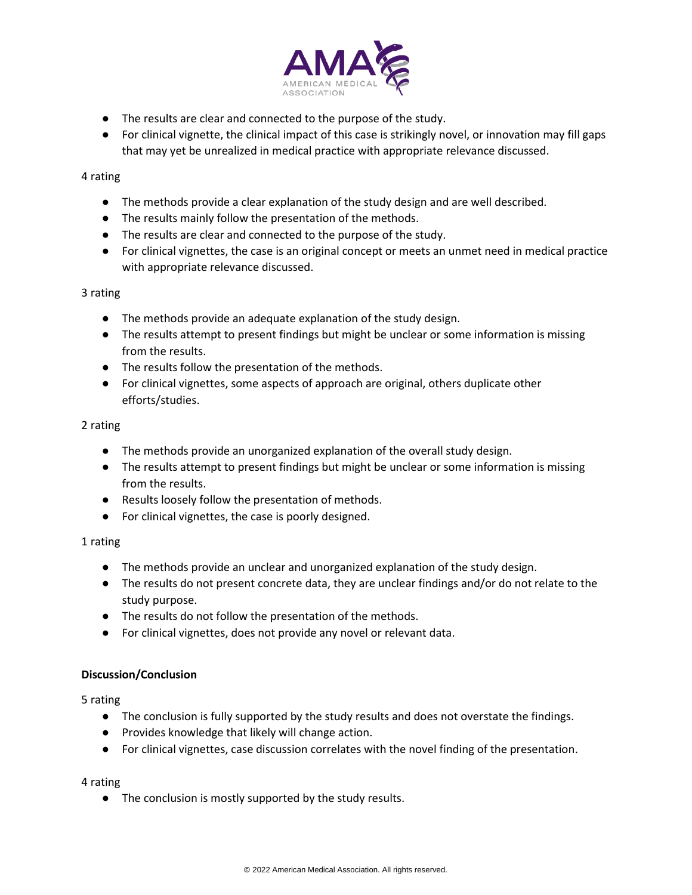- The results are clear and connected to the purpose of the study.
- For clinical vignette, the clinical impact of this case is strikingly novel, or innovation may fill gaps that may yet be unrealized in medical practice with appropriate relevance discussed.

4 rating

- The methods provide a clear explanation of the study design and are well described.
- The results mainly follow the presentation of the methods.
- The results are clear and connected to the purpose of the study.
- For clinical vignettes, the case is an original concept or meets an unmet need in medical practice with appropriate relevance discussed.

3 rating

- The methods provide an adequate explanation of the study design.
- The results attempt to present findings but might be unclear or some information is missing from the results.
- The results follow the presentation of the methods.
- For clinical vignettes, some aspects of approach are original, others duplicate other efforts/studies.

2 rating

- The methods provide an unorganized explanation of the overall study design.
- The results attempt to present findings but might be unclear or some information is missing from the results.
- Results loosely follow the presentation of methods.
- For clinical vignettes, the case is poorly designed.

1 rating

- The methods provide an unclear and unorganized explanation of the study design.
- The results do not present concrete data, they are unclear findings and/or do not relate to the study purpose.
- The results do not follow the presentation of the methods.
- For clinical vignettes, does not provide any novel or relevant data.

**Discussion/Conclusion**

5 rating

- The conclusion is fully supported by the study results and does not overstate the findings.
- Provides knowledge that likely will change action.
- For clinical vignettes, case discussion correlates with the novel finding of the presentation.

4 rating

- The conclusion is mostly supported by the study results.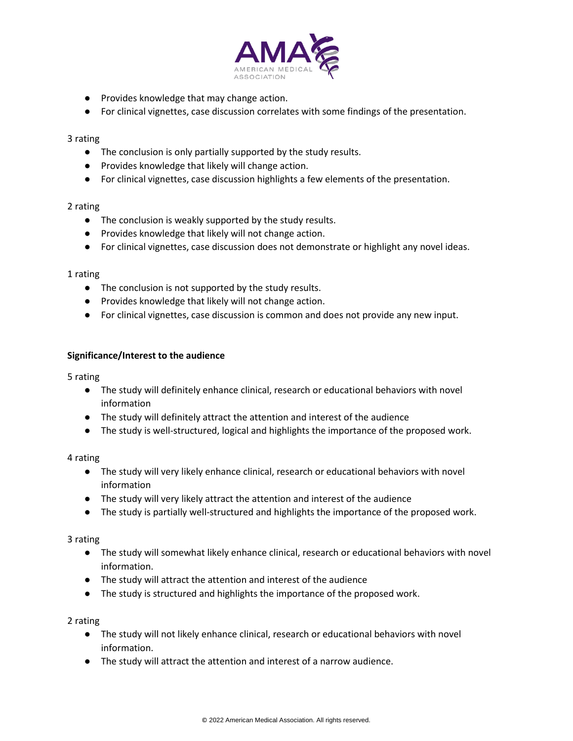- Provides knowledge that may change action.
- For clinical vignettes, case discussion correlates with some findings of the presentation.

3 rating

- The conclusion is only partially supported by the study results.
- Provides knowledge that likely will change action.
- For clinical vignettes, case discussion highlights a few elements of the presentation.

2 rating

- The conclusion is weakly supported by the study results.
- Provides knowledge that likely will not change action.
- For clinical vignettes, case discussion does not demonstrate or highlight any novel ideas.

1 rating

- The conclusion is not supported by the study results.
- Provides knowledge that likely will not change action.
- For clinical vignettes, case discussion is common and does not provide any new input.

**Significance/Interest to the audience**

5 rating

- The study will definitely enhance clinical, research or educational behaviors with novel information
- The study will definitely attract the attention and interest of the audience
- The study is well-structured, logical and highlights the importance of the proposed work.

4 rating

- The study will very likely enhance clinical, research or educational behaviors with novel information
- The study will very likely attract the attention and interest of the audience
- The study is partially well-structured and highlights the importance of the proposed work.

3 rating

- The study will somewhat likely enhance clinical, research or educational behaviors with novel information.
- The study will attract the attention and interest of the audience
- The study is structured and highlights the importance of the proposed work.

2 rating

- The study will not likely enhance clinical, research or educational behaviors with novel information.
- The study will attract the attention and interest of a narrow audience.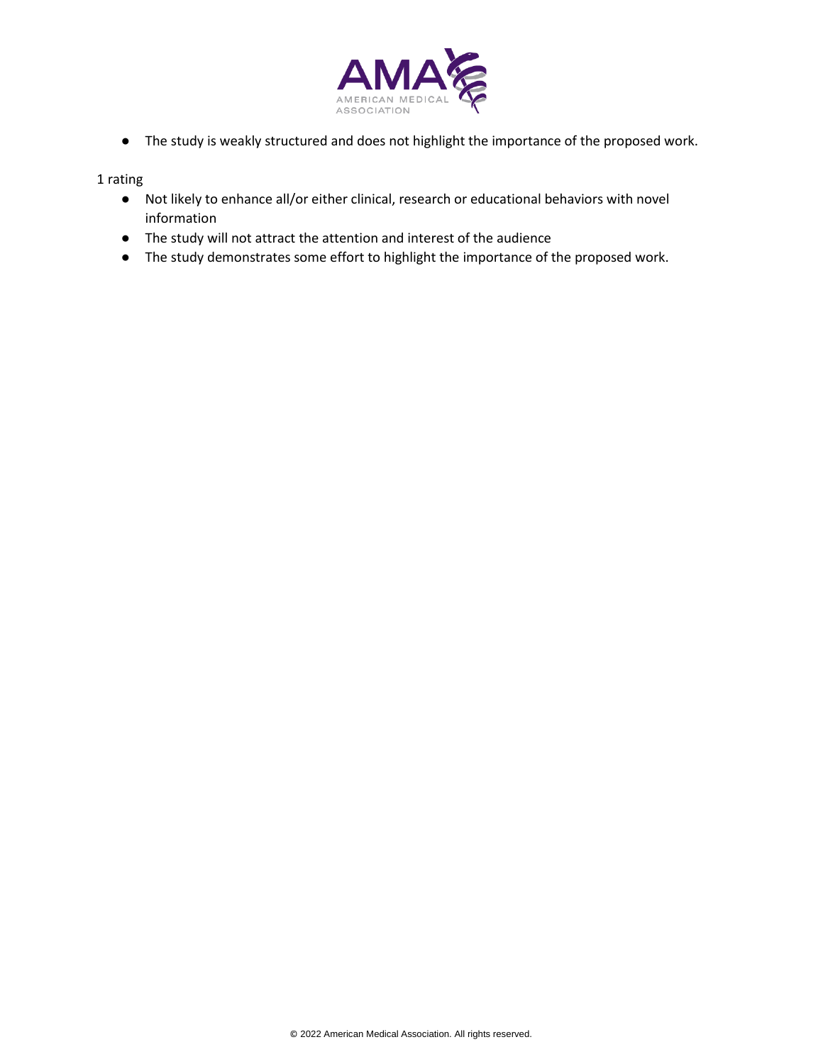- The study is weakly structured and does not highlight the importance of the proposed work.

1 rating

- Not likely to enhance all/or either clinical, research or educational behaviors with novel information
- The study will not attract the attention and interest of the audience
- The study demonstrates some effort to highlight the importance of the proposed work.